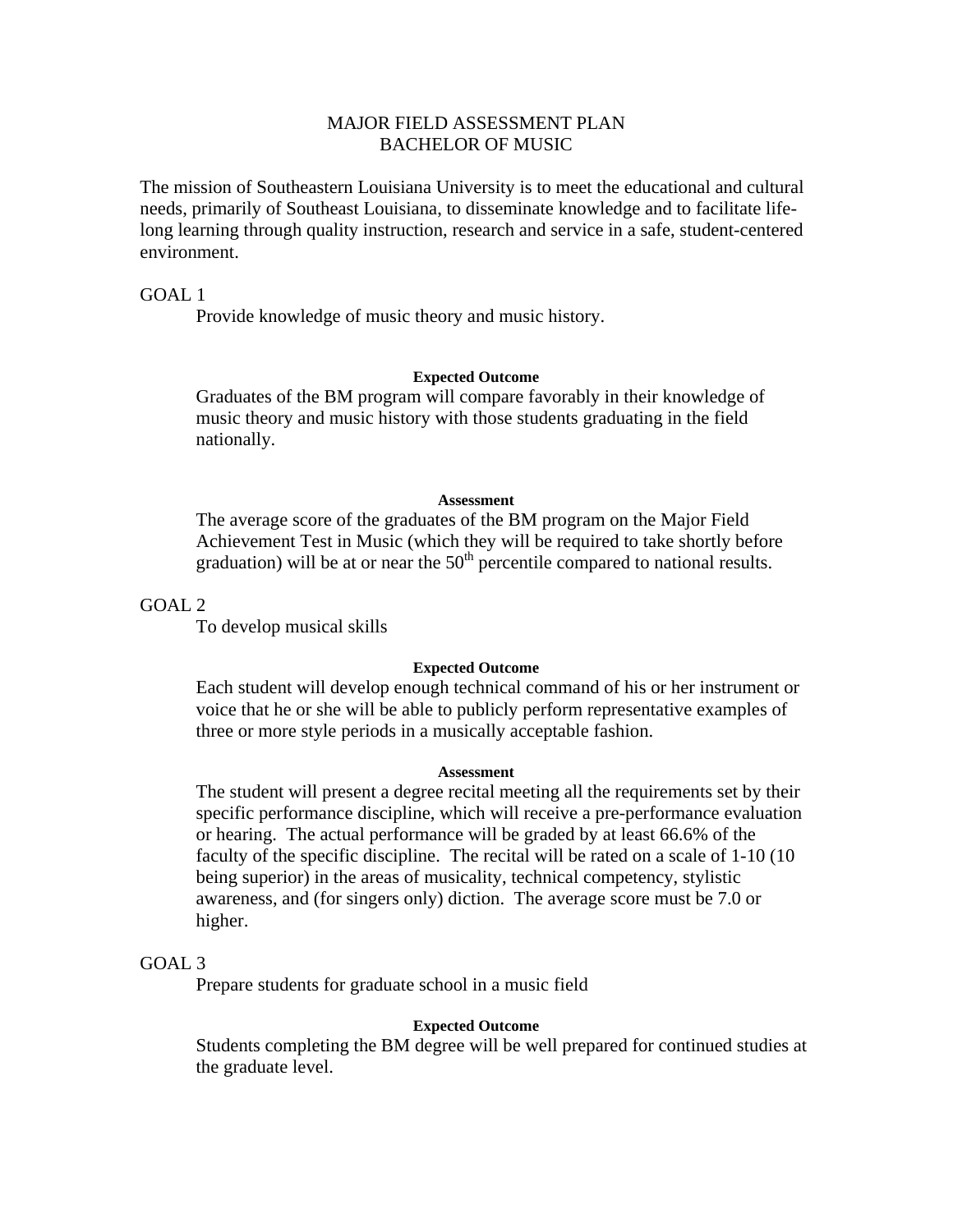# MAJOR FIELD ASSESSMENT PLAN
# BACHELOR OF MUSIC

The mission of Southeastern Louisiana University is to meet the educational and cultural needs, primarily of Southeast Louisiana, to disseminate knowledge and to facilitate life-long learning through quality instruction, research and service in a safe, student-centered environment.

## GOAL 1

Provide knowledge of music theory and music history.

**Expected Outcome**

Graduates of the BM program will compare favorably in their knowledge of music theory and music history with those students graduating in the field nationally.

**Assessment**

The average score of the graduates of the BM program on the Major Field Achievement Test in Music (which they will be required to take shortly before graduation) will be at or near the 50$^{th}$ percentile compared to national results.

## GOAL 2

To develop musical skills

**Expected Outcome**

Each student will develop enough technical command of his or her instrument or voice that he or she will be able to publicly perform representative examples of three or more style periods in a musically acceptable fashion.

**Assessment**

The student will present a degree recital meeting all the requirements set by their specific performance discipline, which will receive a pre-performance evaluation or hearing. The actual performance will be graded by at least 66.6% of the faculty of the specific discipline. The recital will be rated on a scale of 1-10 (10 being superior) in the areas of musicality, technical competency, stylistic awareness, and (for singers only) diction. The average score must be 7.0 or higher.

## GOAL 3

Prepare students for graduate school in a music field

**Expected Outcome**

Students completing the BM degree will be well prepared for continued studies at the graduate level.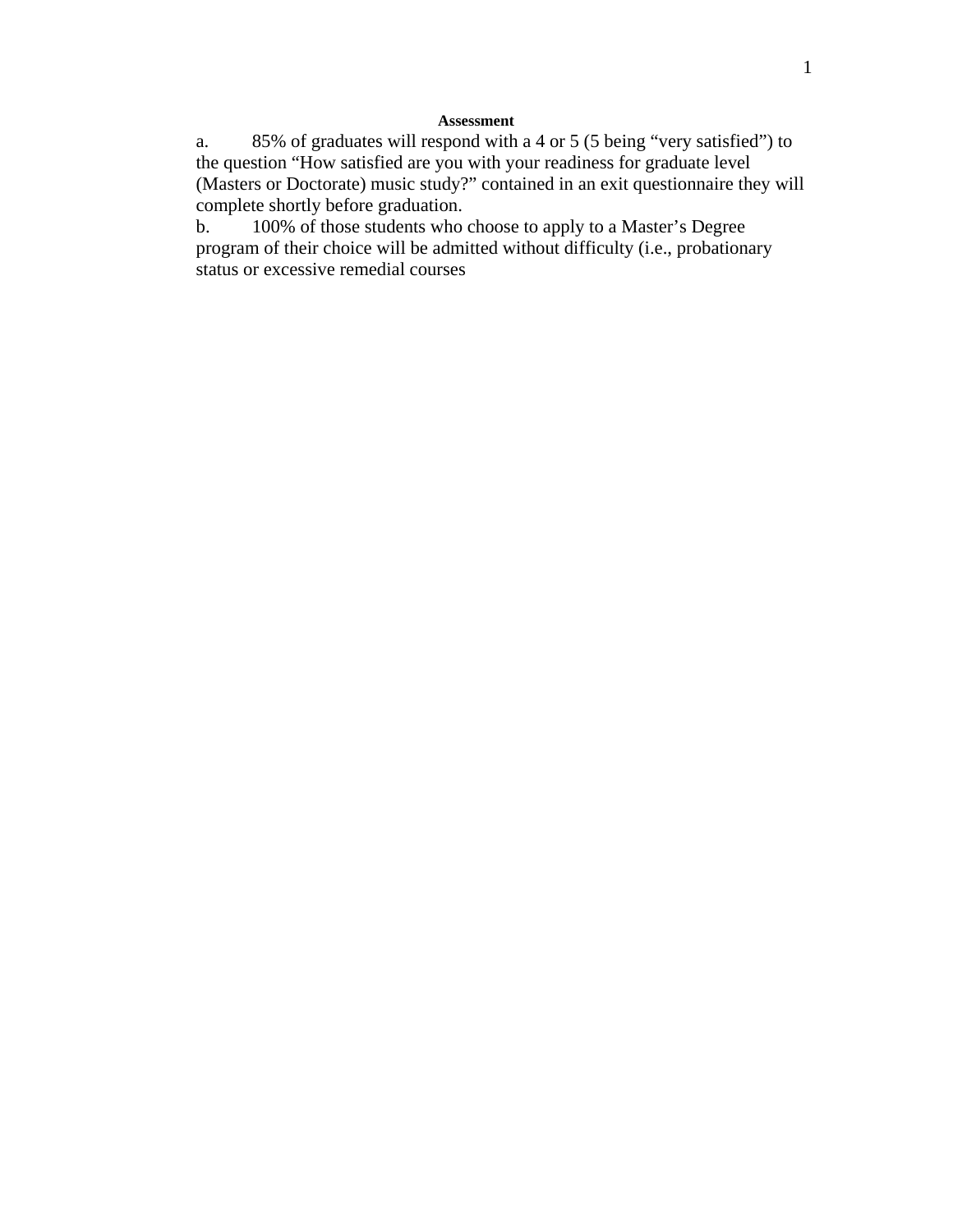**Assessment**

a. 85% of graduates will respond with a 4 or 5 (5 being "very satisfied") to the question "How satisfied are you with your readiness for graduate level (Masters or Doctorate) music study?" contained in an exit questionnaire they will complete shortly before graduation.

b. 100% of those students who choose to apply to a Master's Degree program of their choice will be admitted without difficulty (i.e., probationary status or excessive remedial courses